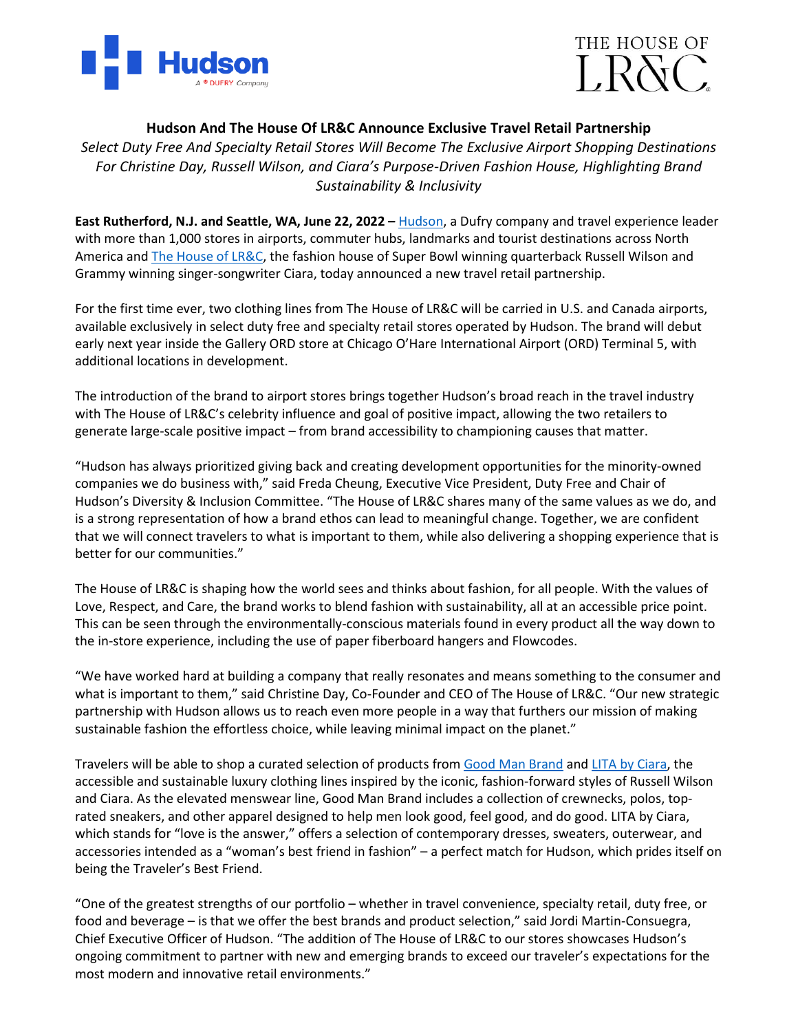# Hudson And The House Of LR&C Announce Exclusive Travel Retail Partnership

*Select Duty Free And Specialty Retail Stores Will Become The Exclusive Airport Shopping Destinations For Christine Day, Russell Wilson, and Ciara's Purpose-Driven Fashion House, Highlighting Brand Sustainability & Inclusivity*

**East Rutherford, N.J. and Seattle, WA, June 22, 2022 –** Hudson, a Dufry company and travel experience leader with more than 1,000 stores in airports, commuter hubs, landmarks and tourist destinations across North America and The House of LR&C, the fashion house of Super Bowl winning quarterback Russell Wilson and Grammy winning singer-songwriter Ciara, today announced a new travel retail partnership.

For the first time ever, two clothing lines from The House of LR&C will be carried in U.S. and Canada airports, available exclusively in select duty free and specialty retail stores operated by Hudson. The brand will debut early next year inside the Gallery ORD store at Chicago O'Hare International Airport (ORD) Terminal 5, with additional locations in development.

The introduction of the brand to airport stores brings together Hudson's broad reach in the travel industry with The House of LR&C's celebrity influence and goal of positive impact, allowing the two retailers to generate large-scale positive impact – from brand accessibility to championing causes that matter.

"Hudson has always prioritized giving back and creating development opportunities for the minority-owned companies we do business with," said Freda Cheung, Executive Vice President, Duty Free and Chair of Hudson's Diversity & Inclusion Committee. "The House of LR&C shares many of the same values as we do, and is a strong representation of how a brand ethos can lead to meaningful change. Together, we are confident that we will connect travelers to what is important to them, while also delivering a shopping experience that is better for our communities."

The House of LR&C is shaping how the world sees and thinks about fashion, for all people. With the values of Love, Respect, and Care, the brand works to blend fashion with sustainability, all at an accessible price point. This can be seen through the environmentally-conscious materials found in every product all the way down to the in-store experience, including the use of paper fiberboard hangers and Flowcodes.

"We have worked hard at building a company that really resonates and means something to the consumer and what is important to them," said Christine Day, Co-Founder and CEO of The House of LR&C. "Our new strategic partnership with Hudson allows us to reach even more people in a way that furthers our mission of making sustainable fashion the effortless choice, while leaving minimal impact on the planet."

Travelers will be able to shop a curated selection of products from Good Man Brand and LITA by Ciara, the accessible and sustainable luxury clothing lines inspired by the iconic, fashion-forward styles of Russell Wilson and Ciara. As the elevated menswear line, Good Man Brand includes a collection of crewnecks, polos, top-rated sneakers, and other apparel designed to help men look good, feel good, and do good. LITA by Ciara, which stands for "love is the answer," offers a selection of contemporary dresses, sweaters, outerwear, and accessories intended as a "woman's best friend in fashion" – a perfect match for Hudson, which prides itself on being the Traveler's Best Friend.

"One of the greatest strengths of our portfolio – whether in travel convenience, specialty retail, duty free, or food and beverage – is that we offer the best brands and product selection," said Jordi Martin-Consuegra, Chief Executive Officer of Hudson. "The addition of The House of LR&C to our stores showcases Hudson's ongoing commitment to partner with new and emerging brands to exceed our traveler's expectations for the most modern and innovative retail environments."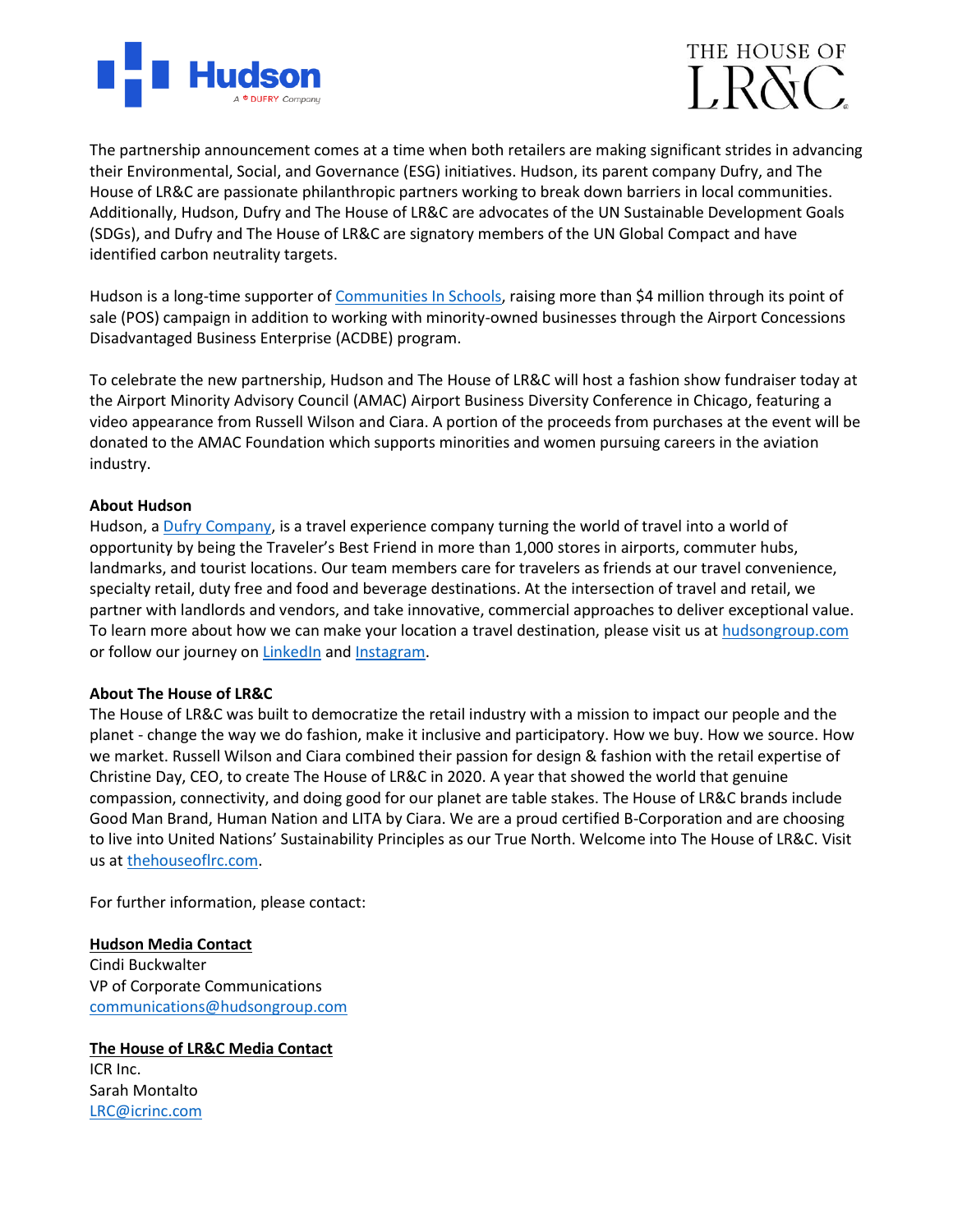The partnership announcement comes at a time when both retailers are making significant strides in advancing their Environmental, Social, and Governance (ESG) initiatives. Hudson, its parent company Dufry, and The House of LR&C are passionate philanthropic partners working to break down barriers in local communities. Additionally, Hudson, Dufry and The House of LR&C are advocates of the UN Sustainable Development Goals (SDGs), and Dufry and The House of LR&C are signatory members of the UN Global Compact and have identified carbon neutrality targets.

Hudson is a long-time supporter of [Communities In Schools](), raising more than $4 million through its point of sale (POS) campaign in addition to working with minority-owned businesses through the Airport Concessions Disadvantaged Business Enterprise (ACDBE) program.

To celebrate the new partnership, Hudson and The House of LR&C will host a fashion show fundraiser today at the Airport Minority Advisory Council (AMAC) Airport Business Diversity Conference in Chicago, featuring a video appearance from Russell Wilson and Ciara. A portion of the proceeds from purchases at the event will be donated to the AMAC Foundation which supports minorities and women pursuing careers in the aviation industry.

**About Hudson**
Hudson, a [Dufry Company](), is a travel experience company turning the world of travel into a world of opportunity by being the Traveler's Best Friend in more than 1,000 stores in airports, commuter hubs, landmarks, and tourist locations. Our team members care for travelers as friends at our travel convenience, specialty retail, duty free and food and beverage destinations. At the intersection of travel and retail, we partner with landlords and vendors, and take innovative, commercial approaches to deliver exceptional value. To learn more about how we can make your location a travel destination, please visit us at [hudsongroup.com]() or follow our journey on [LinkedIn]() and [Instagram]().

**About The House of LR&C**
The House of LR&C was built to democratize the retail industry with a mission to impact our people and the planet - change the way we do fashion, make it inclusive and participatory. How we buy. How we source. How we market. Russell Wilson and Ciara combined their passion for design & fashion with the retail expertise of Christine Day, CEO, to create The House of LR&C in 2020. A year that showed the world that genuine compassion, connectivity, and doing good for our planet are table stakes. The House of LR&C brands include Good Man Brand, Human Nation and LITA by Ciara. We are a proud certified B-Corporation and are choosing to live into United Nations' Sustainability Principles as our True North. Welcome into The House of LR&C. Visit us at [thehouseoflrc.com]().

For further information, please contact:

**Hudson Media Contact**
Cindi Buckwalter
VP of Corporate Communications
communications@hudsongroup.com

**The House of LR&C Media Contact**
ICR Inc.
Sarah Montalto
LRC@icrinc.com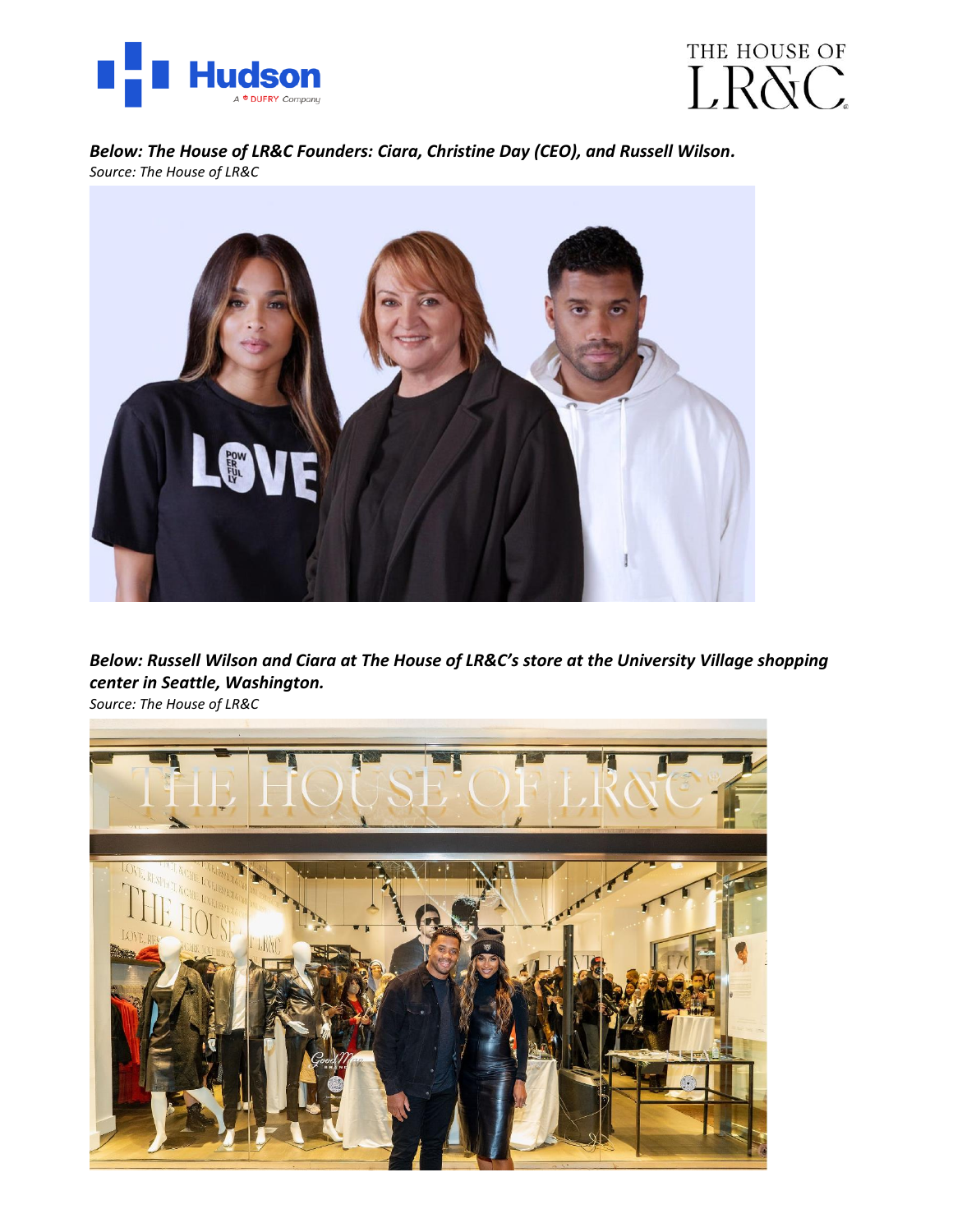***Below: The House of LR&C Founders: Ciara, Christine Day (CEO), and Russell Wilson.***
*Source: The House of LR&C*

***Below: Russell Wilson and Ciara at The House of LR&C's store at the University Village shopping center in Seattle, Washington.***
*Source: The House of LR&C*